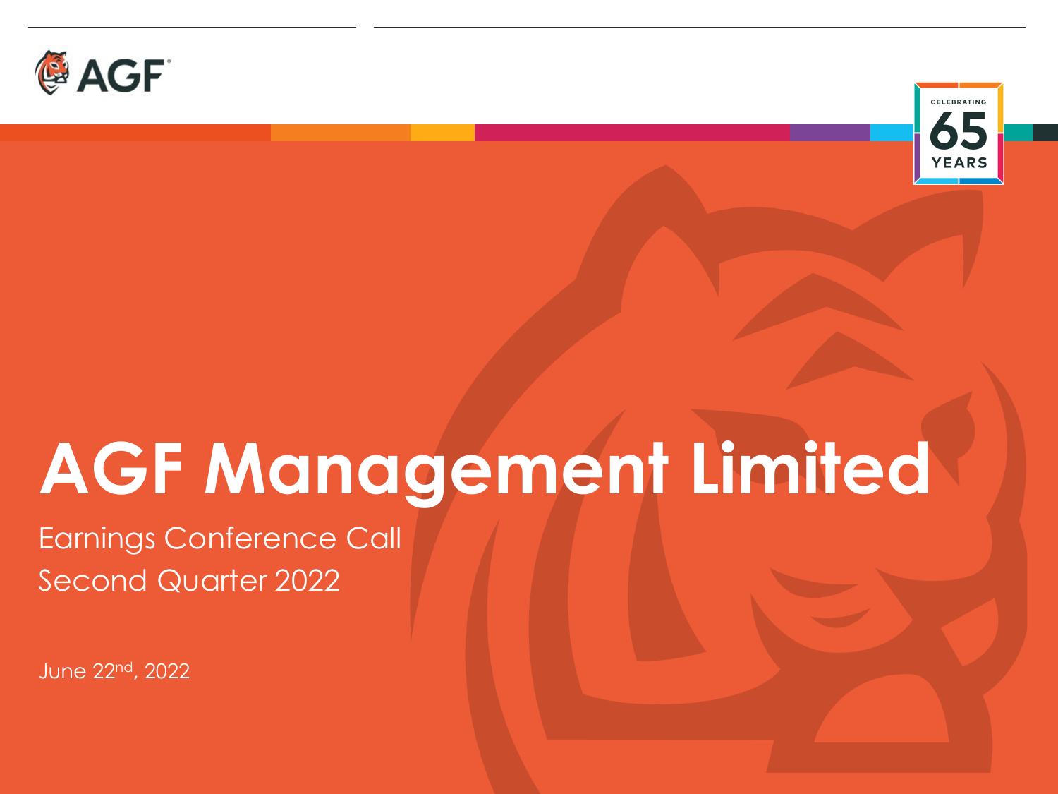AGF

CELEBRATING 65 YEARS

# AGF Management Limited

Earnings Conference Call

Second Quarter 2022

June 22nd, 2022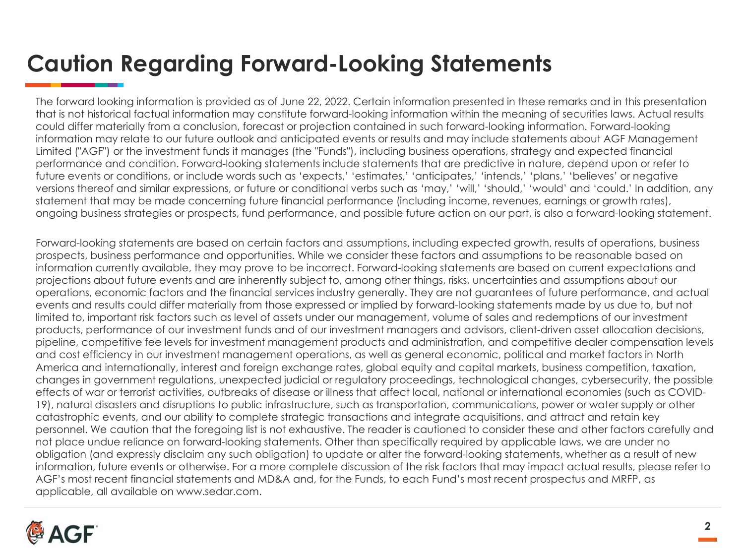# Caution Regarding Forward-Looking Statements

The forward looking information is provided as of June 22, 2022. Certain information presented in these remarks and in this presentation that is not historical factual information may constitute forward-looking information within the meaning of securities laws. Actual results could differ materially from a conclusion, forecast or projection contained in such forward-looking information. Forward-looking information may relate to our future outlook and anticipated events or results and may include statements about AGF Management Limited ("AGF") or the investment funds it manages (the "Funds"), including business operations, strategy and expected financial performance and condition. Forward-looking statements include statements that are predictive in nature, depend upon or refer to future events or conditions, or include words such as 'expects,' 'estimates,' 'anticipates,' 'intends,' 'plans,' 'believes' or negative versions thereof and similar expressions, or future or conditional verbs such as 'may,' 'will,' 'should,' 'would' and 'could.' In addition, any statement that may be made concerning future financial performance (including income, revenues, earnings or growth rates), ongoing business strategies or prospects, fund performance, and possible future action on our part, is also a forward-looking statement.

Forward-looking statements are based on certain factors and assumptions, including expected growth, results of operations, business prospects, business performance and opportunities. While we consider these factors and assumptions to be reasonable based on information currently available, they may prove to be incorrect. Forward-looking statements are based on current expectations and projections about future events and are inherently subject to, among other things, risks, uncertainties and assumptions about our operations, economic factors and the financial services industry generally. They are not guarantees of future performance, and actual events and results could differ materially from those expressed or implied by forward-looking statements made by us due to, but not limited to, important risk factors such as level of assets under our management, volume of sales and redemptions of our investment products, performance of our investment funds and of our investment managers and advisors, client-driven asset allocation decisions, pipeline, competitive fee levels for investment management products and administration, and competitive dealer compensation levels and cost efficiency in our investment management operations, as well as general economic, political and market factors in North America and internationally, interest and foreign exchange rates, global equity and capital markets, business competition, taxation, changes in government regulations, unexpected judicial or regulatory proceedings, technological changes, cybersecurity, the possible effects of war or terrorist activities, outbreaks of disease or illness that affect local, national or international economies (such as COVID-19), natural disasters and disruptions to public infrastructure, such as transportation, communications, power or water supply or other catastrophic events, and our ability to complete strategic transactions and integrate acquisitions, and attract and retain key personnel. We caution that the foregoing list is not exhaustive. The reader is cautioned to consider these and other factors carefully and not place undue reliance on forward-looking statements. Other than specifically required by applicable laws, we are under no obligation (and expressly disclaim any such obligation) to update or alter the forward-looking statements, whether as a result of new information, future events or otherwise. For a more complete discussion of the risk factors that may impact actual results, please refer to AGF's most recent financial statements and MD&A and, for the Funds, to each Fund's most recent prospectus and MRFP, as applicable, all available on www.sedar.com.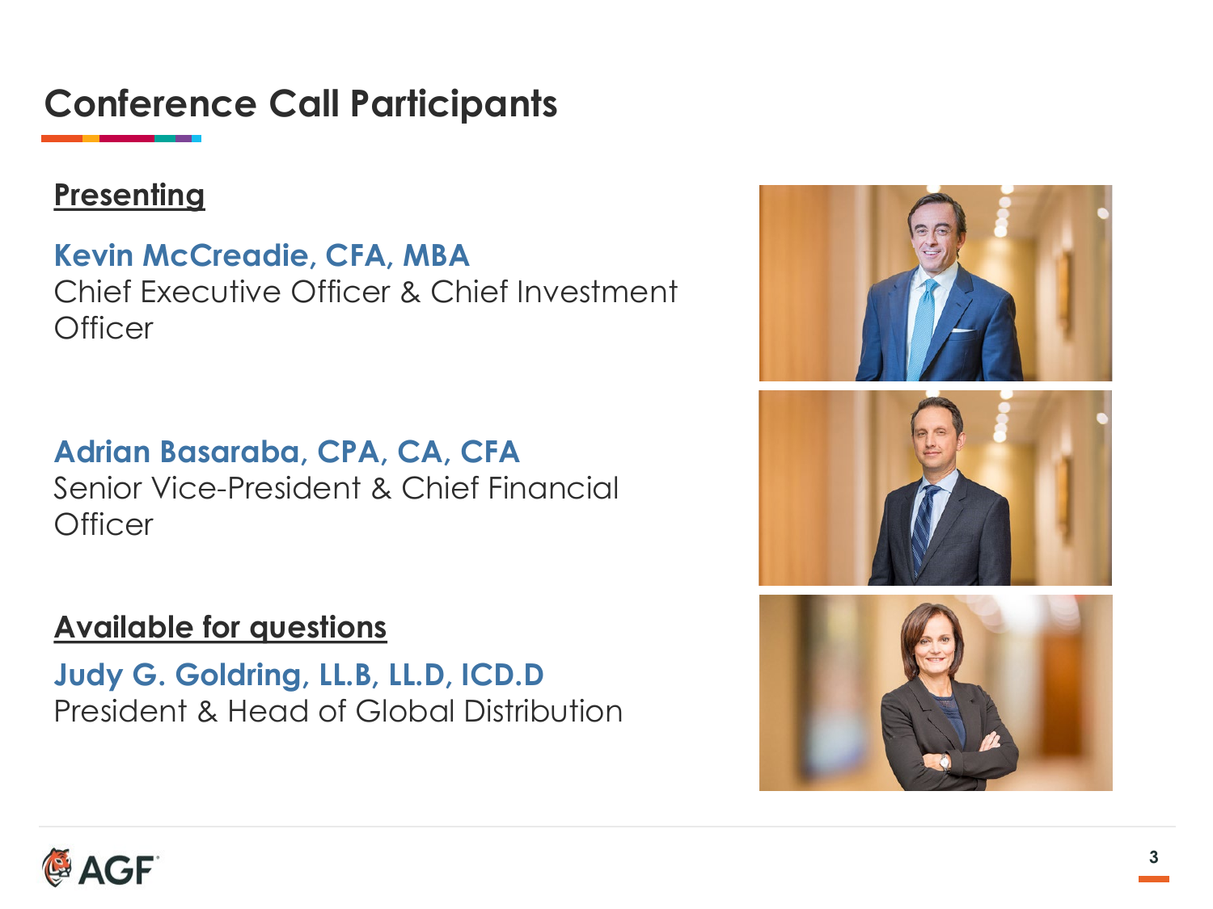# Conference Call Participants

**Presenting**

**Kevin McCreadie, CFA, MBA**
Chief Executive Officer & Chief Investment Officer

**Adrian Basaraba, CPA, CA, CFA**
Senior Vice-President & Chief Financial Officer

**Available for questions**

**Judy G. Goldring, LL.B, LL.D, ICD.D**
President & Head of Global Distribution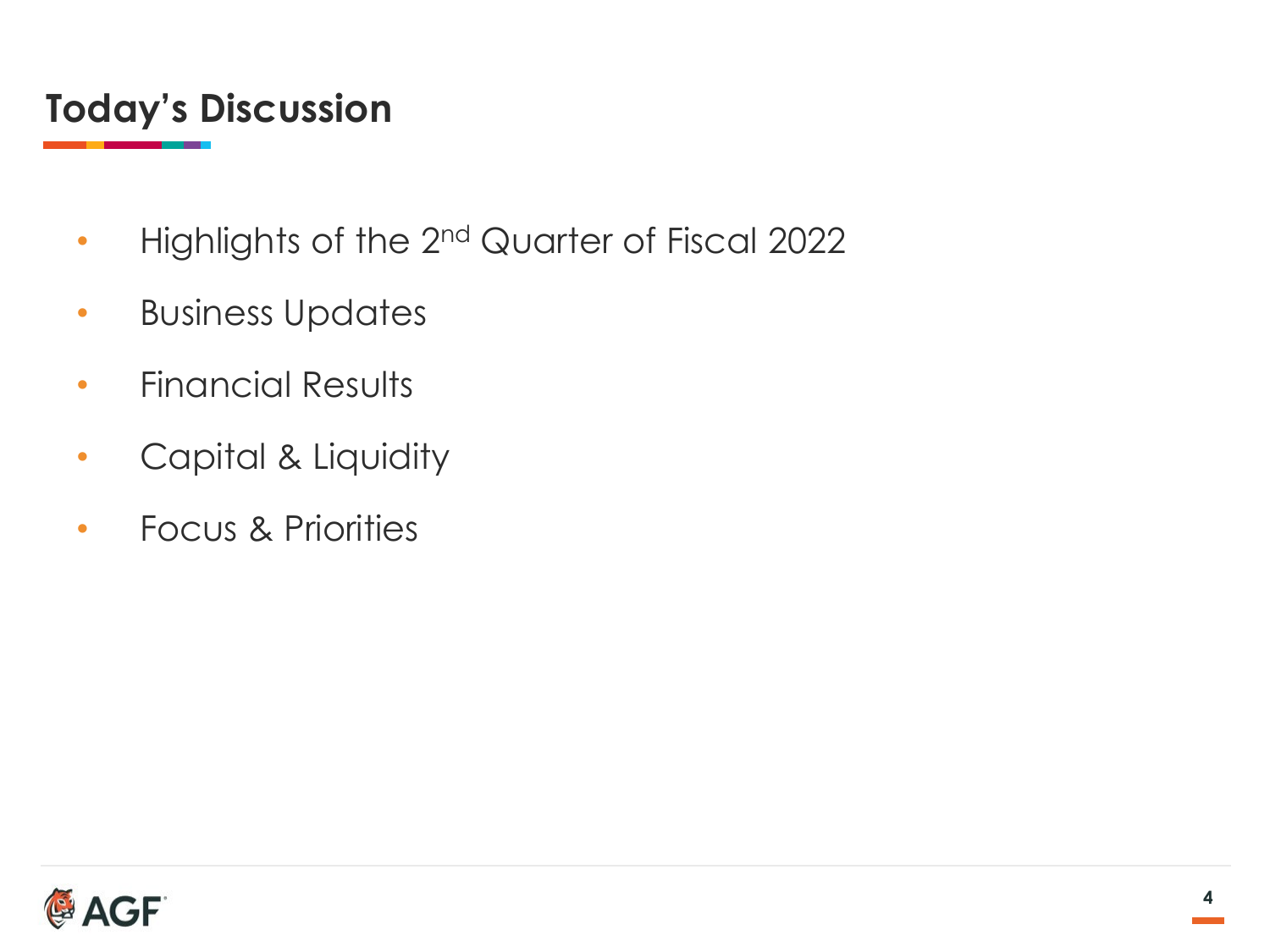# Today's Discussion

- Highlights of the 2nd Quarter of Fiscal 2022
- Business Updates
- Financial Results
- Capital & Liquidity
- Focus & Priorities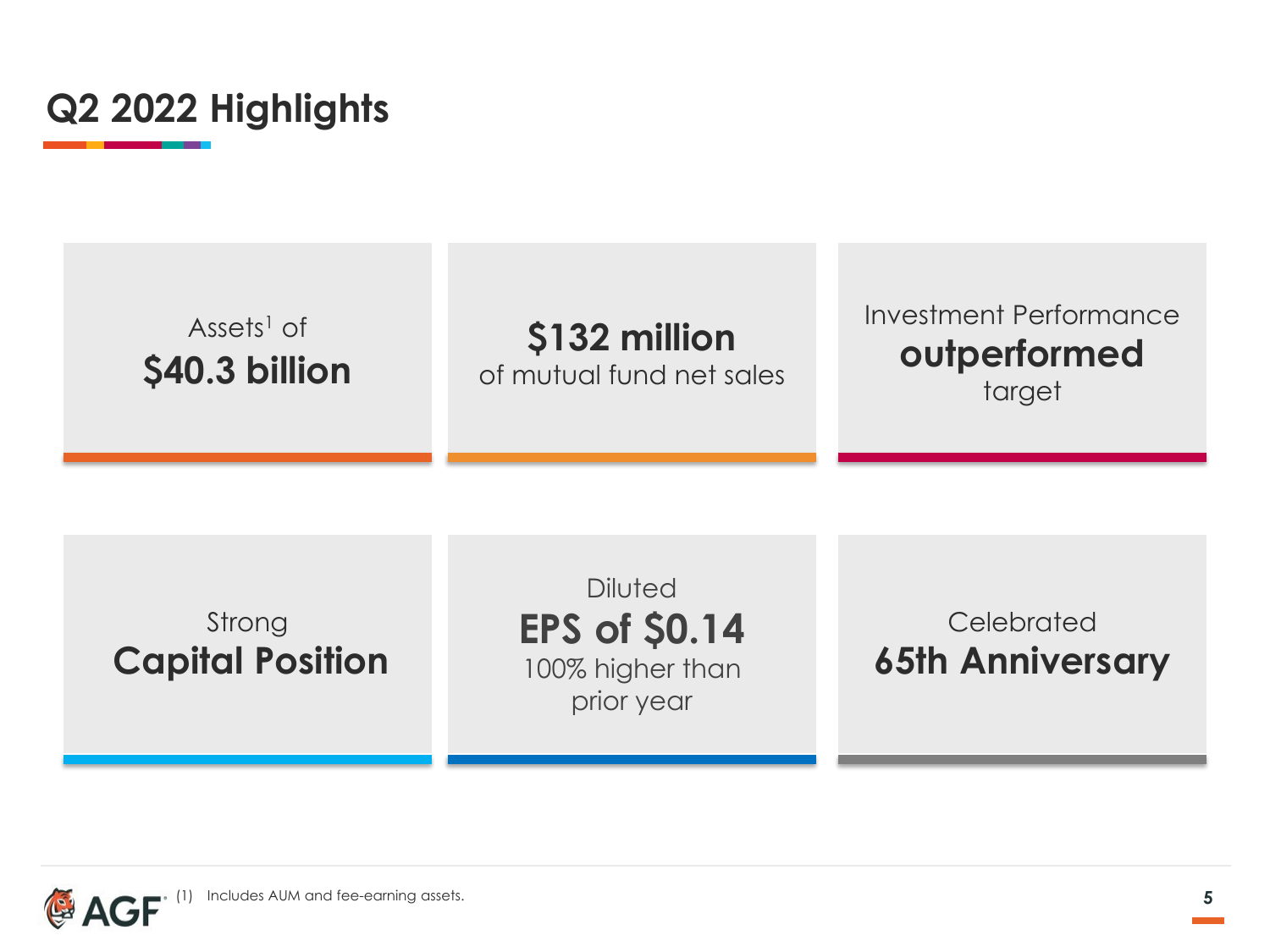# Q2 2022 Highlights

Assets[1] of
**$40.3 billion**

**$132 million**
of mutual fund net sales

Investment Performance
**outperformed**
target

Strong
**Capital Position**

Diluted
**EPS of $0.14**
100% higher than prior year

Celebrated
**65th Anniversary**

(1) Includes AUM and fee-earning assets.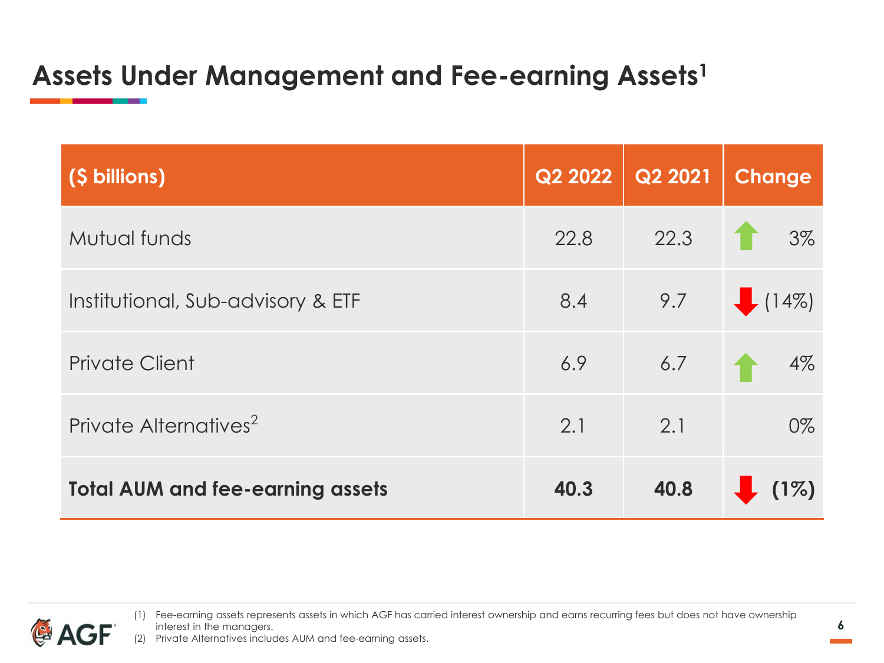# Assets Under Management and Fee-earning Assets[1]

| ($ billions) | Q2 2022 | Q2 2021 | Change |
|---|---|---|---|
| Mutual funds | 22.8 | 22.3 | 3% |
| Institutional, Sub-advisory & ETF | 8.4 | 9.7 | (14%) |
| Private Client | 6.9 | 6.7 | 4% |
| Private Alternatives[2] | 2.1 | 2.1 | 0% |
| **Total AUM and fee-earning assets** | **40.3** | **40.8** | **(1%)** |

(1) Fee-earning assets represents assets in which AGF has carried interest ownership and earns recurring fees but does not have ownership interest in the managers.
(2) Private Alternatives includes AUM and fee-earning assets.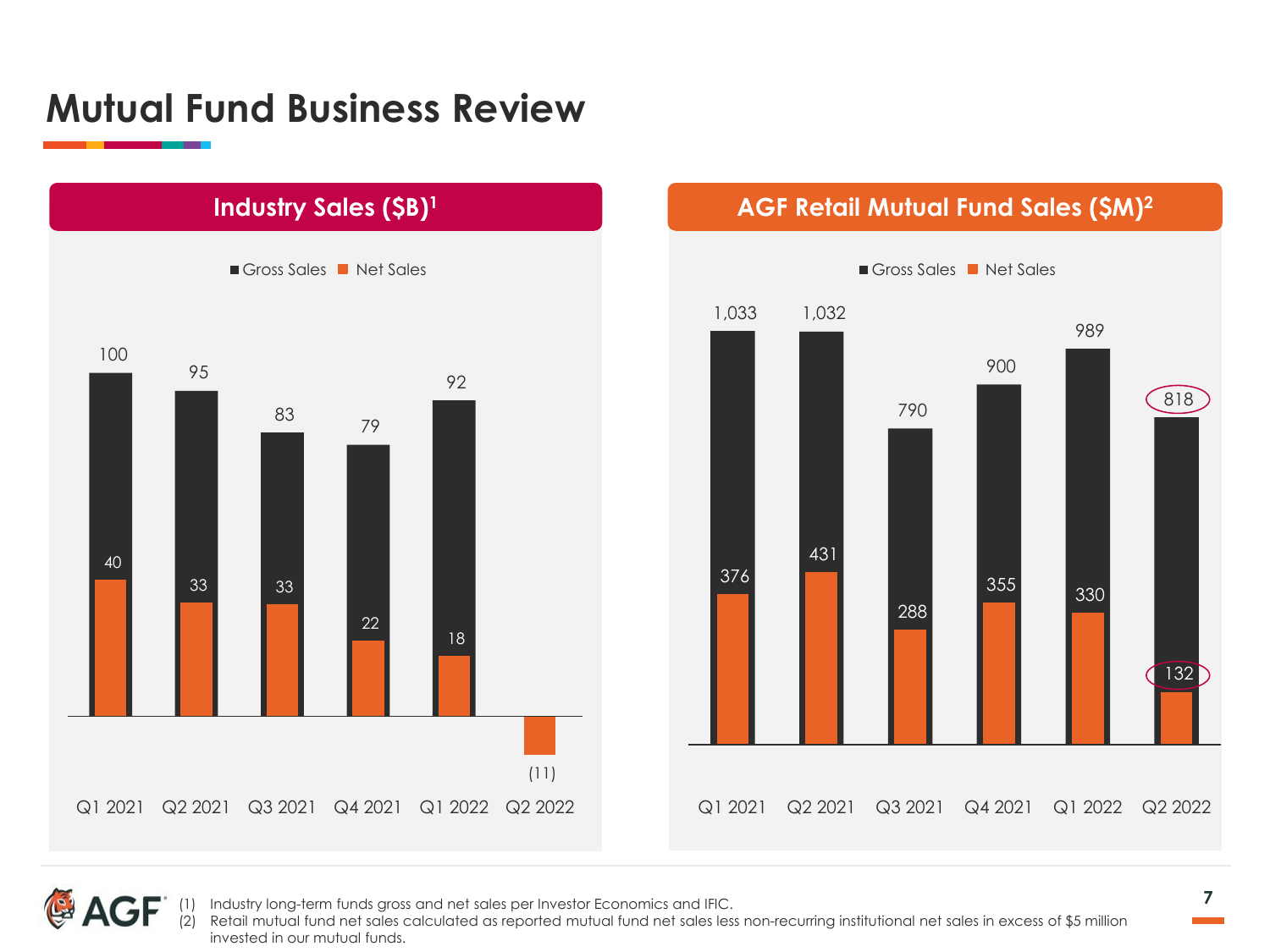# Mutual Fund Business Review

## Industry Sales ($B)[1]

| | Q1 2021 | Q2 2021 | Q3 2021 | Q4 2021 | Q1 2022 | Q2 2022 |
|---|---|---|---|---|---|---|
| Gross Sales | 100 | 95 | 83 | 79 | 92 | |
| Net Sales | 40 | 33 | 33 | 22 | 18 | (11) |

## AGF Retail Mutual Fund Sales ($M)[2]

| | Q1 2021 | Q2 2021 | Q3 2021 | Q4 2021 | Q1 2022 | Q2 2022 |
|---|---|---|---|---|---|---|
| Gross Sales | 1,033 | 1,032 | 790 | 900 | 989 | 818 |
| Net Sales | 376 | 431 | 288 | 355 | 330 | 132 |

(1) Industry long-term funds gross and net sales per Investor Economics and IFIC.
(2) Retail mutual fund net sales calculated as reported mutual fund net sales less non-recurring institutional net sales in excess of $5 million invested in our mutual funds.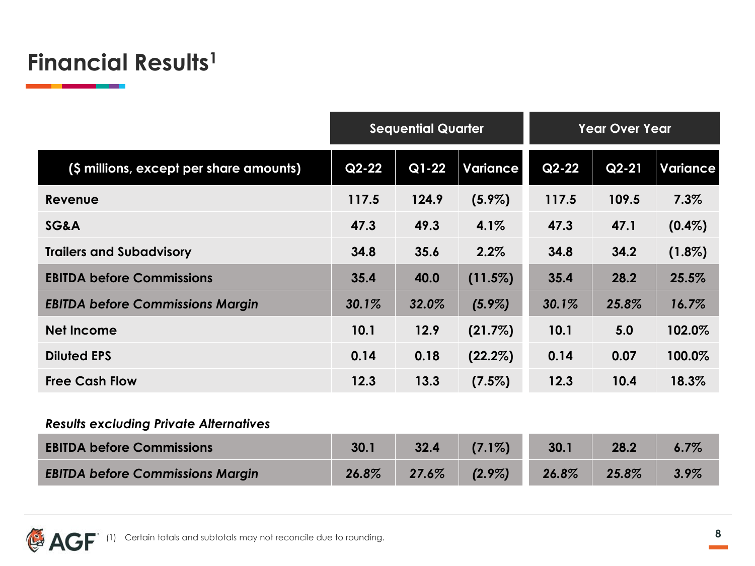# Financial Results[1]

| | Sequential Quarter | | | Year Over Year | | |
|---|---|---|---|---|---|---|
| **($ millions, except per share amounts)** | **Q2-22** | **Q1-22** | **Variance** | **Q2-22** | **Q2-21** | **Variance** |
| **Revenue** | 117.5 | 124.9 | (5.9%) | 117.5 | 109.5 | 7.3% |
| **SG&A** | 47.3 | 49.3 | 4.1% | 47.3 | 47.1 | (0.4%) |
| **Trailers and Subadvisory** | 34.8 | 35.6 | 2.2% | 34.8 | 34.2 | (1.8%) |
| **EBITDA before Commissions** | 35.4 | 40.0 | (11.5%) | 35.4 | 28.2 | 25.5% |
| ***EBITDA before Commissions Margin*** | *30.1%* | *32.0%* | *(5.9%)* | *30.1%* | *25.8%* | *16.7%* |
| **Net Income** | 10.1 | 12.9 | (21.7%) | 10.1 | 5.0 | 102.0% |
| **Diluted EPS** | 0.14 | 0.18 | (22.2%) | 0.14 | 0.07 | 100.0% |
| **Free Cash Flow** | 12.3 | 13.3 | (7.5%) | 12.3 | 10.4 | 18.3% |

***Results excluding Private Alternatives***

| | Q2-22 | Q1-22 | Variance | Q2-22 | Q2-21 | Variance |
|---|---|---|---|---|---|---|
| **EBITDA before Commissions** | 30.1 | 32.4 | (7.1%) | 30.1 | 28.2 | 6.7% |
| ***EBITDA before Commissions Margin*** | *26.8%* | *27.6%* | *(2.9%)* | *26.8%* | *25.8%* | *3.9%* |

(1) Certain totals and subtotals may not reconcile due to rounding.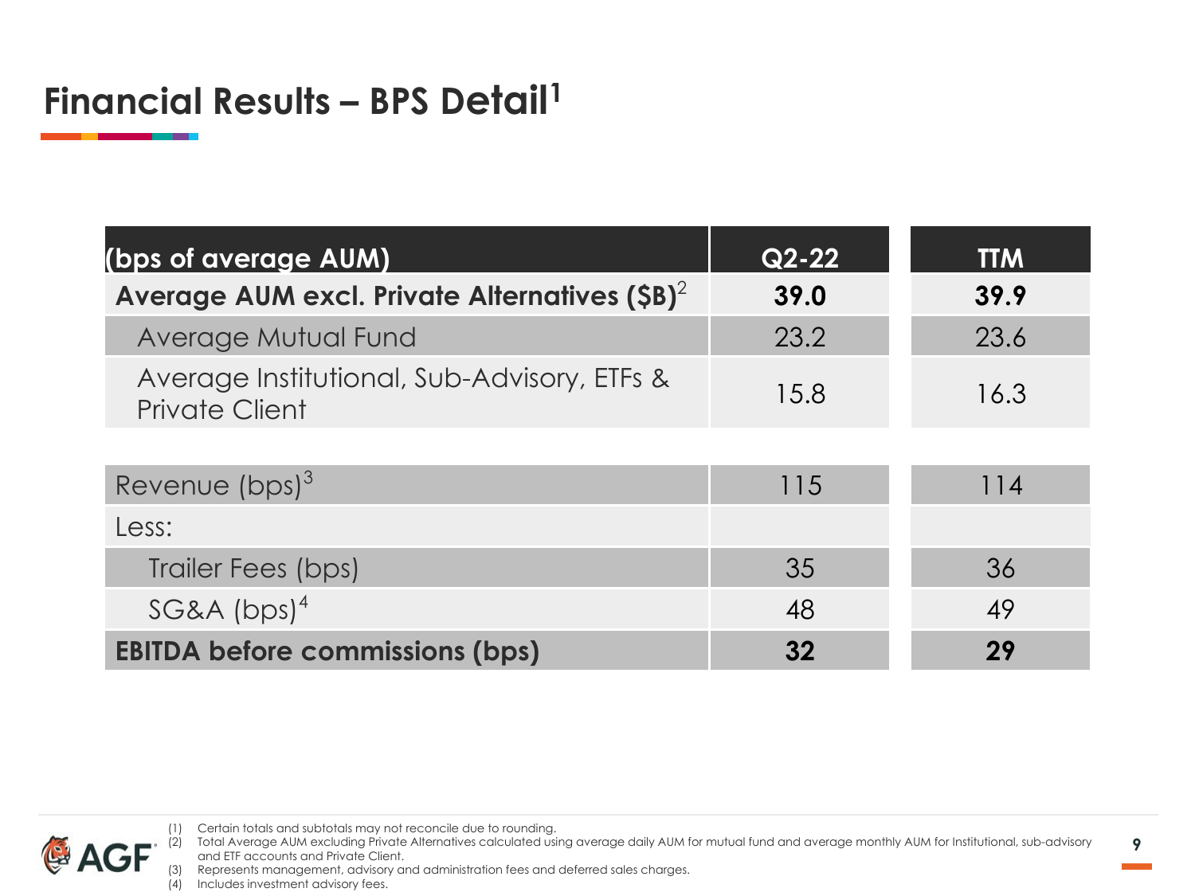# Financial Results – BPS Detail[1]

| (bps of average AUM) | Q2-22 | TTM |
|---|---|---|
| **Average AUM excl. Private Alternatives ($B)[2]** | **39.0** | **39.9** |
| Average Mutual Fund | 23.2 | 23.6 |
| Average Institutional, Sub-Advisory, ETFs & Private Client | 15.8 | 16.3 |
| | | |
| Revenue (bps)[3] | 115 | 114 |
| Less: | | |
| Trailer Fees (bps) | 35 | 36 |
| SG&A (bps)[4] | 48 | 49 |
| **EBITDA before commissions (bps)** | **32** | **29** |

(1) Certain totals and subtotals may not reconcile due to rounding.
(2) Total Average AUM excluding Private Alternatives calculated using average daily AUM for mutual fund and average monthly AUM for Institutional, sub-advisory and ETF accounts and Private Client.
(3) Represents management, advisory and administration fees and deferred sales charges.
(4) Includes investment advisory fees.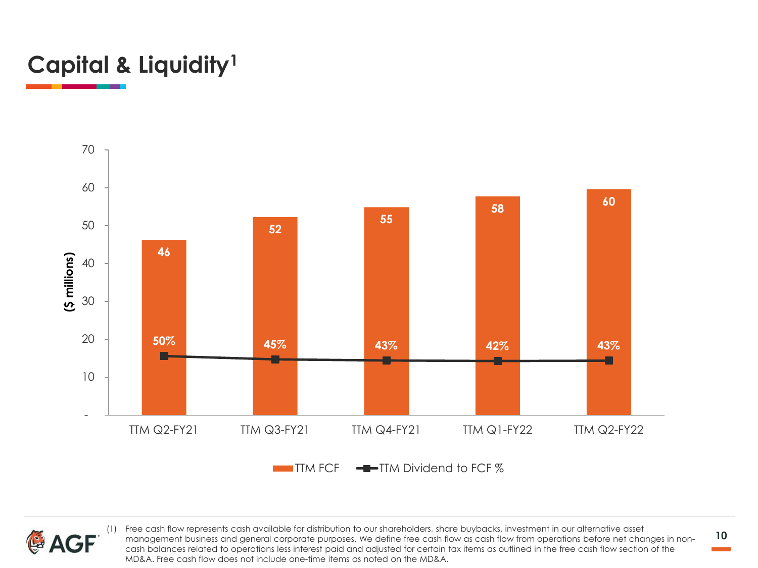# Capital & Liquidity[1]

| | TTM Q2-FY21 | TTM Q3-FY21 | TTM Q4-FY21 | TTM Q1-FY22 | TTM Q2-FY22 |
|---|---|---|---|---|---|
| TTM FCF ($ millions) | 46 | 52 | 55 | 58 | 60 |
| TTM Dividend to FCF % | 50% | 45% | 43% | 42% | 43% |

(1) Free cash flow represents cash available for distribution to our shareholders, share buybacks, investment in our alternative asset management business and general corporate purposes. We define free cash flow as cash flow from operations before net changes in non-cash balances related to operations less interest paid and adjusted for certain tax items as outlined in the free cash flow section of the MD&A. Free cash flow does not include one-time items as noted on the MD&A.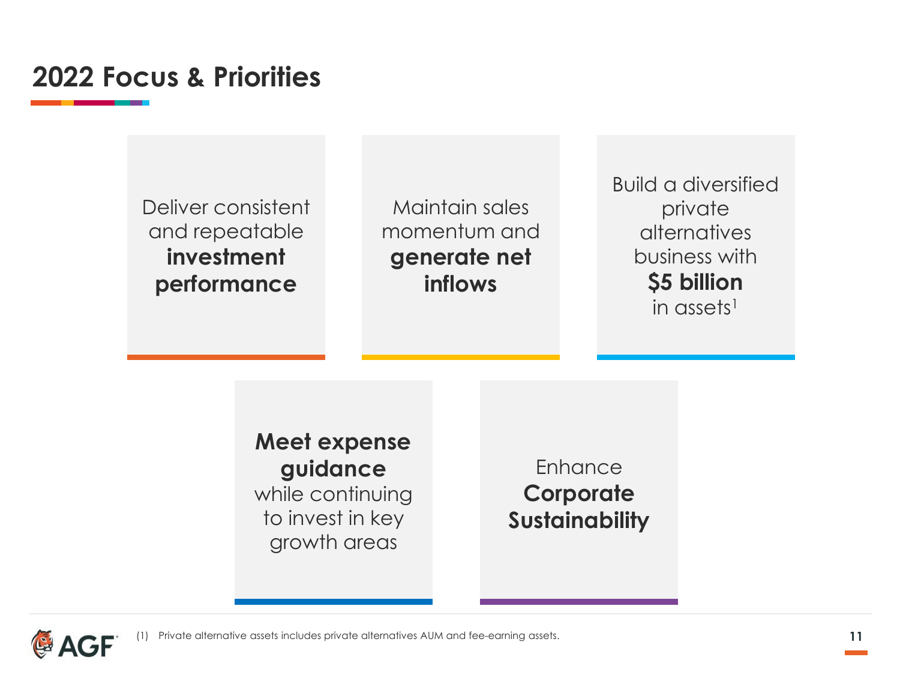# 2022 Focus & Priorities

- Deliver consistent and repeatable **investment performance**
- Maintain sales momentum and **generate net inflows**
- Build a diversified private alternatives business with **$5 billion** in assets[1]
- **Meet expense guidance** while continuing to invest in key growth areas
- Enhance **Corporate Sustainability**

(1) Private alternative assets includes private alternatives AUM and fee-earning assets.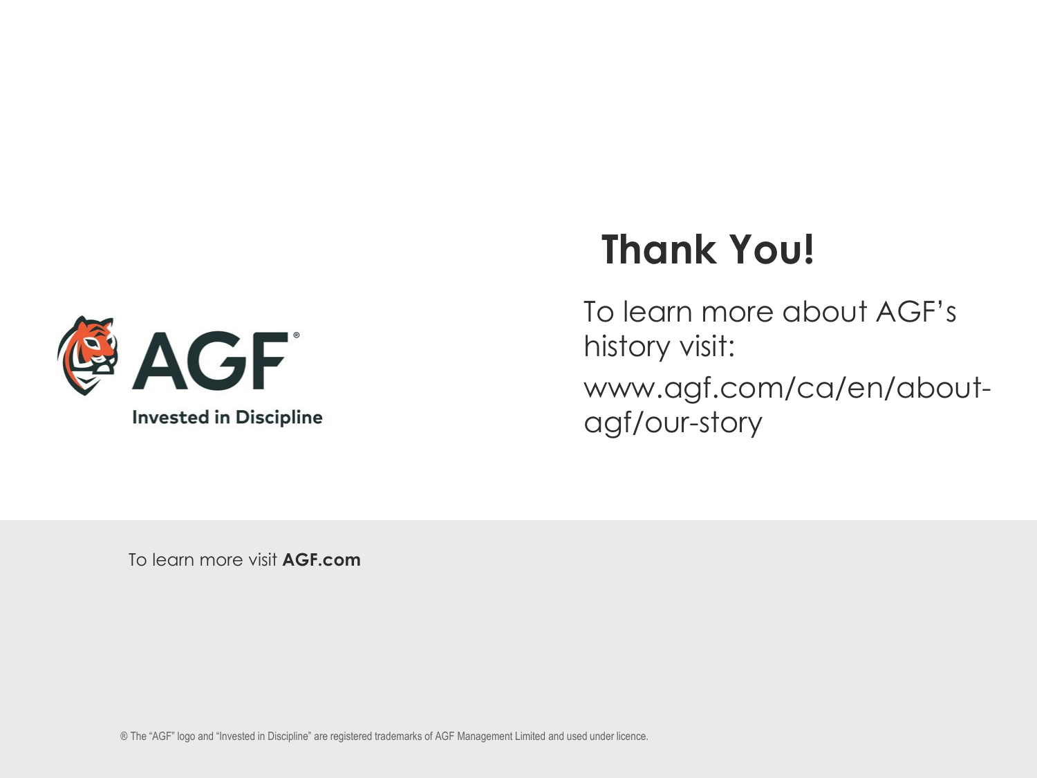AGF®

Invested in Discipline

# Thank You!

To learn more about AGF's history visit:

www.agf.com/ca/en/about-agf/our-story

To learn more visit **AGF.com**

® The "AGF" logo and "Invested in Discipline" are registered trademarks of AGF Management Limited and used under licence.